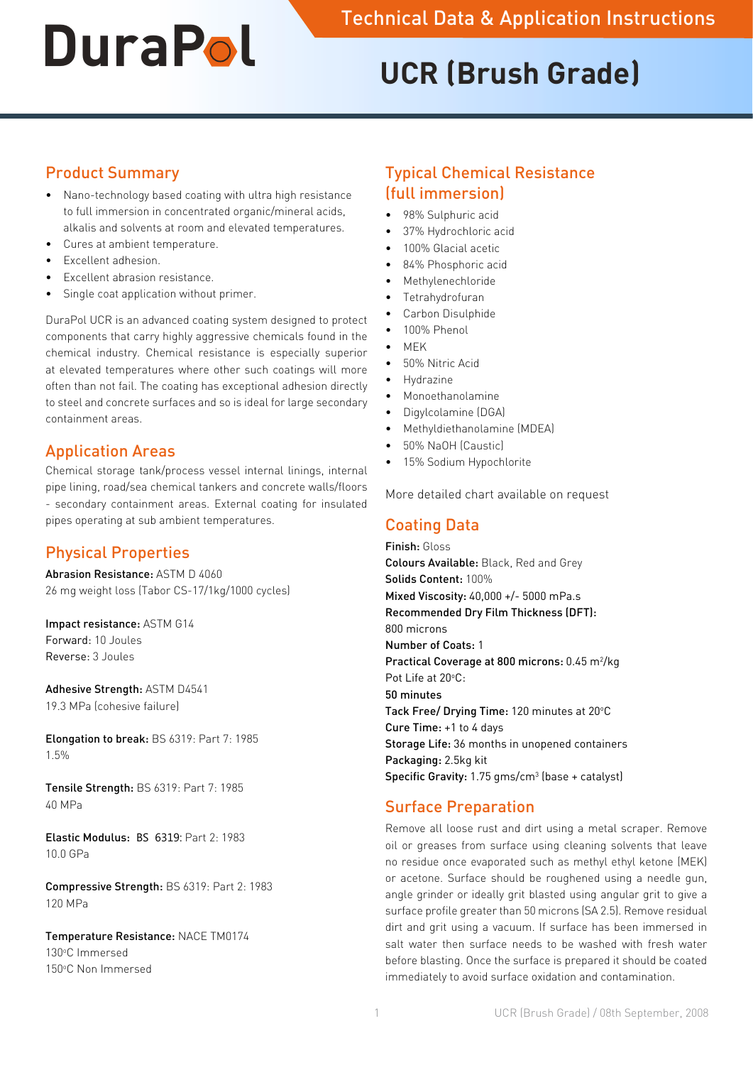# DuraPol

## Technical Data & Application Instructions

# UCR (Brush Grade)

## Product Summary

- Nano-technology based coating with ultra high resistance to full immersion in concentrated organic/mineral acids, alkalis and solvents at room and elevated temperatures.
- Cures at ambient temperature.
- Excellent adhesion.
- Excellent abrasion resistance.
- Single coat application without primer.

DuraPol UCR is an advanced coating system designed to protect components that carry highly aggressive chemicals found in the chemical industry. Chemical resistance is especially superior at elevated temperatures where other such coatings will more often than not fail. The coating has exceptional adhesion directly to steel and concrete surfaces and so is ideal for large secondary containment areas.

## Application Areas

Chemical storage tank/process vessel internal linings, internal pipe lining, road/sea chemical tankers and concrete walls/floors - secondary containment areas. External coating for insulated pipes operating at sub ambient temperatures.

## Physical Properties

**Abrasion Resistance:** ASTM D 4060
26 mg weight loss (Tabor CS-17/1kg/1000 cycles)

**Impact resistance:** ASTM G14
Forward: 10 Joules
Reverse: 3 Joules

**Adhesive Strength:** ASTM D4541
19.3 MPa (cohesive failure)

**Elongation to break:** BS 6319: Part 7: 1985
1.5%

**Tensile Strength:** BS 6319: Part 7: 1985
40 MPa

**Elastic Modulus:** BS 6319: Part 2: 1983
10.0 GPa

**Compressive Strength:** BS 6319: Part 2: 1983
120 MPa

**Temperature Resistance:** NACE TM0174
130°C Immersed
150°C Non Immersed

## Typical Chemical Resistance (full immersion)

- 98% Sulphuric acid
- 37% Hydrochloric acid
- 100% Glacial acetic
- 84% Phosphoric acid
- Methylenechloride
- Tetrahydrofuran
- Carbon Disulphide
- 100% Phenol
- MEK
- 50% Nitric Acid
- Hydrazine
- Monoethanolamine
- Digylcolamine (DGA)
- Methyldiethanolamine (MDEA)
- 50% NaOH (Caustic)
- 15% Sodium Hypochlorite

More detailed chart available on request

## Coating Data

**Finish:** Gloss
**Colours Available:** Black, Red and Grey
**Solids Content:** 100%
**Mixed Viscosity:** 40,000 +/- 5000 mPa.s
**Recommended Dry Film Thickness (DFT):**
800 microns
**Number of Coats:** 1
**Practical Coverage at 800 microns:** 0.45 $m^2$/kg
Pot Life at 20°C:
**50 minutes**
**Tack Free/ Drying Time:** 120 minutes at 20°C
**Cure Time:** +1 to 4 days
**Storage Life:** 36 months in unopened containers
**Packaging:** 2.5kg kit
**Specific Gravity:** 1.75 gms/$cm^3$ (base + catalyst)

## Surface Preparation

Remove all loose rust and dirt using a metal scraper. Remove oil or greases from surface using cleaning solvents that leave no residue once evaporated such as methyl ethyl ketone (MEK) or acetone. Surface should be roughened using a needle gun, angle grinder or ideally grit blasted using angular grit to give a surface profile greater than 50 microns (SA 2.5). Remove residual dirt and grit using a vacuum. If surface has been immersed in salt water then surface needs to be washed with fresh water before blasting. Once the surface is prepared it should be coated immediately to avoid surface oxidation and contamination.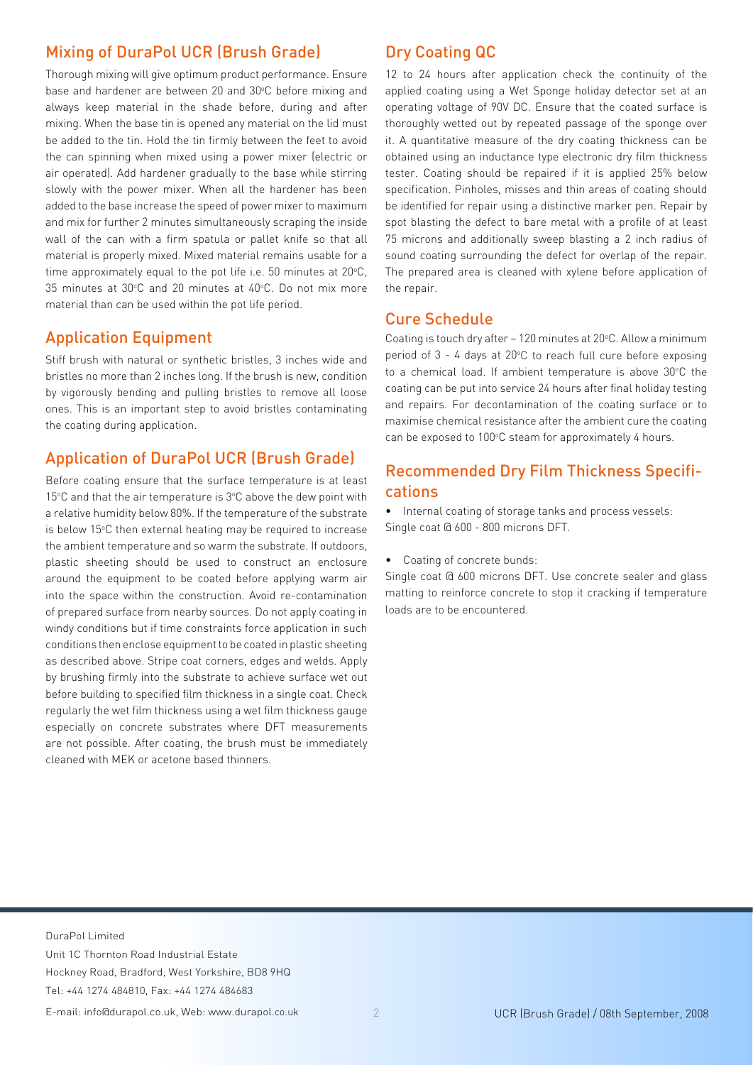## Mixing of DuraPol UCR (Brush Grade)

Thorough mixing will give optimum product performance. Ensure base and hardener are between 20 and 30°C before mixing and always keep material in the shade before, during and after mixing. When the base tin is opened any material on the lid must be added to the tin. Hold the tin firmly between the feet to avoid the can spinning when mixed using a power mixer (electric or air operated). Add hardener gradually to the base while stirring slowly with the power mixer. When all the hardener has been added to the base increase the speed of power mixer to maximum and mix for further 2 minutes simultaneously scraping the inside wall of the can with a firm spatula or pallet knife so that all material is properly mixed. Mixed material remains usable for a time approximately equal to the pot life i.e. 50 minutes at 20°C, 35 minutes at 30°C and 20 minutes at 40°C. Do not mix more material than can be used within the pot life period.

## Application Equipment

Stiff brush with natural or synthetic bristles, 3 inches wide and bristles no more than 2 inches long. If the brush is new, condition by vigorously bending and pulling bristles to remove all loose ones. This is an important step to avoid bristles contaminating the coating during application.

## Application of DuraPol UCR (Brush Grade)

Before coating ensure that the surface temperature is at least 15°C and that the air temperature is 3°C above the dew point with a relative humidity below 80%. If the temperature of the substrate is below 15°C then external heating may be required to increase the ambient temperature and so warm the substrate. If outdoors, plastic sheeting should be used to construct an enclosure around the equipment to be coated before applying warm air into the space within the construction. Avoid re-contamination of prepared surface from nearby sources. Do not apply coating in windy conditions but if time constraints force application in such conditions then enclose equipment to be coated in plastic sheeting as described above. Stripe coat corners, edges and welds. Apply by brushing firmly into the substrate to achieve surface wet out before building to specified film thickness in a single coat. Check regularly the wet film thickness using a wet film thickness gauge especially on concrete substrates where DFT measurements are not possible. After coating, the brush must be immediately cleaned with MEK or acetone based thinners.

## Dry Coating QC

12 to 24 hours after application check the continuity of the applied coating using a Wet Sponge holiday detector set at an operating voltage of 90V DC. Ensure that the coated surface is thoroughly wetted out by repeated passage of the sponge over it. A quantitative measure of the dry coating thickness can be obtained using an inductance type electronic dry film thickness tester. Coating should be repaired if it is applied 25% below specification. Pinholes, misses and thin areas of coating should be identified for repair using a distinctive marker pen. Repair by spot blasting the defect to bare metal with a profile of at least 75 microns and additionally sweep blasting a 2 inch radius of sound coating surrounding the defect for overlap of the repair. The prepared area is cleaned with xylene before application of the repair.

## Cure Schedule

Coating is touch dry after ~ 120 minutes at 20°C. Allow a minimum period of 3 - 4 days at 20°C to reach full cure before exposing to a chemical load. If ambient temperature is above 30°C the coating can be put into service 24 hours after final holiday testing and repairs. For decontamination of the coating surface or to maximise chemical resistance after the ambient cure the coating can be exposed to 100°C steam for approximately 4 hours.

## Recommended Dry Film Thickness Specifications

- Internal coating of storage tanks and process vessels:
  Single coat @ 600 - 800 microns DFT.

- Coating of concrete bunds:
  Single coat @ 600 microns DFT. Use concrete sealer and glass matting to reinforce concrete to stop it cracking if temperature loads are to be encountered.

DuraPol Limited
Unit 1C Thornton Road Industrial Estate
Hockney Road, Bradford, West Yorkshire, BD8 9HQ
Tel: +44 1274 484810, Fax: +44 1274 484683
E-mail: info@durapol.co.uk, Web: www.durapol.co.uk

UCR (Brush Grade) / 08th September, 2008